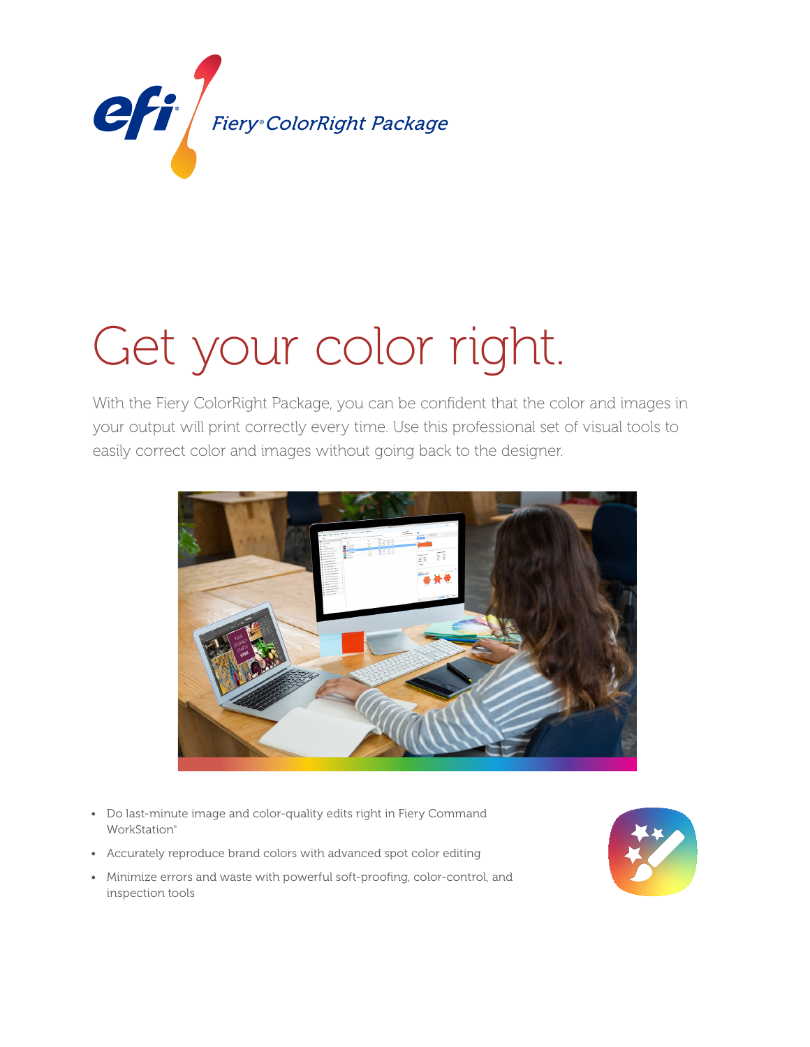Fiery® ColorRight Package

# Get your color right.

With the Fiery ColorRight Package, you can be confident that the color and images in your output will print correctly every time. Use this professional set of visual tools to easily correct color and images without going back to the designer.

- Do last-minute image and color-quality edits right in Fiery Command WorkStation®
- Accurately reproduce brand colors with advanced spot color editing
- Minimize errors and waste with powerful soft-proofing, color-control, and inspection tools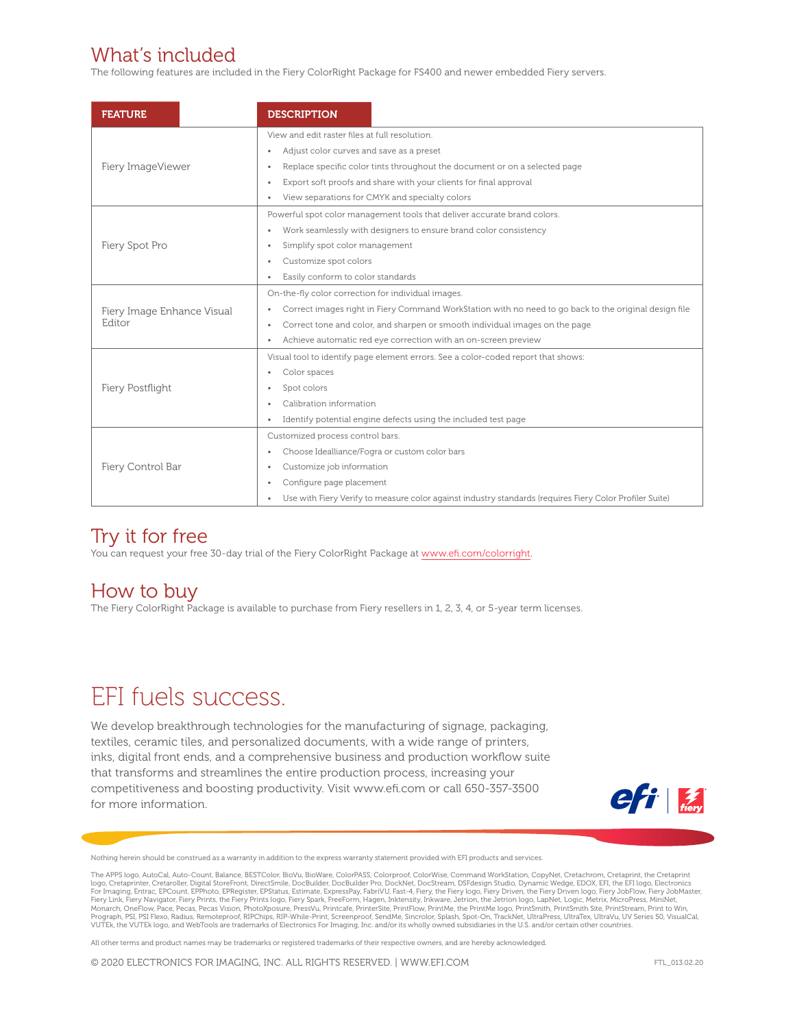## What's included

The following features are included in the Fiery ColorRight Package for FS400 and newer embedded Fiery servers.

| FEATURE | DESCRIPTION |
|---|---|
| Fiery ImageViewer | View and edit raster files at full resolution.<br>• Adjust color curves and save as a preset<br>• Replace specific color tints throughout the document or on a selected page<br>• Export soft proofs and share with your clients for final approval<br>• View separations for CMYK and specialty colors |
| Fiery Spot Pro | Powerful spot color management tools that deliver accurate brand colors.<br>• Work seamlessly with designers to ensure brand color consistency<br>• Simplify spot color management<br>• Customize spot colors<br>• Easily conform to color standards |
| Fiery Image Enhance Visual Editor | On-the-fly color correction for individual images.<br>• Correct images right in Fiery Command WorkStation with no need to go back to the original design file<br>• Correct tone and color, and sharpen or smooth individual images on the page<br>• Achieve automatic red eye correction with an on-screen preview |
| Fiery Postflight | Visual tool to identify page element errors. See a color-coded report that shows:<br>• Color spaces<br>• Spot colors<br>• Calibration information<br>• Identify potential engine defects using the included test page |
| Fiery Control Bar | Customized process control bars.<br>• Choose Idealliance/Fogra or custom color bars<br>• Customize job information<br>• Configure page placement<br>• Use with Fiery Verify to measure color against industry standards (requires Fiery Color Profiler Suite) |

## Try it for free

You can request your free 30-day trial of the Fiery ColorRight Package at www.efi.com/colorright.

## How to buy

The Fiery ColorRight Package is available to purchase from Fiery resellers in 1, 2, 3, 4, or 5-year term licenses.

# EFI fuels success.

We develop breakthrough technologies for the manufacturing of signage, packaging, textiles, ceramic tiles, and personalized documents, with a wide range of printers, inks, digital front ends, and a comprehensive business and production workflow suite that transforms and streamlines the entire production process, increasing your competitiveness and boosting productivity. Visit www.efi.com or call 650-357-3500 for more information.

Nothing herein should be construed as a warranty in addition to the express warranty statement provided with EFI products and services.

The APPS logo, AutoCal, Auto-Count, Balance, BESTColor, BioVu, BioWare, ColorPASS, Colorproof, ColorWise, Command WorkStation, CopyNet, Cretachrom, Cretaprint, the Cretaprint logo, Cretaprinter, Cretaroller, Digital StoreFront, DirectSmile, DocBuilder, DocBuilder Pro, DockNet, DocStream, DSFdesign Studio, Dynamic Wedge, EDOX, EFI, the EFI logo, Electronics For Imaging, Entrac, EPCount, EPPhoto, EPRegister, EPStatus, Estimate, ExpressPay, FabriVU, Fast-4, Fiery, the Fiery logo, Fiery Driven, the Fiery Driven logo, Fiery JobFlow, Fiery JobMaster, Fiery Link, Fiery Navigator, Fiery Prints, the Fiery Prints logo, Fiery Spark, FreeForm, Hagen, Inktensity, Inkware, Jetrion, the Jetrion logo, LapNet, Logic, Metrix, MicroPress, MiniNet, Monarch, OneFlow, Pace, Pecas, Pecas Vision, PhotoXposure, PressVu, Printcafe, PrinterSite, PrintFlow, PrintMe, the PrintMe logo, PrintSmith, PrintSmith Site, PrintStream, Print to Win, Prograph, PSI, PSI Flexo, Radius, Remoteproof, RIPChips, RIP-While-Print, Screenproof, SendMe, Sincrolor, Splash, Spot-On, TrackNet, UltraPress, UltraTex, UltraVu, UV Series 50, VisualCal, VUTEk, the VUTEk logo, and WebTools are trademarks of Electronics For Imaging, Inc. and/or its wholly owned subsidiaries in the U.S. and/or certain other countries.

All other terms and product names may be trademarks or registered trademarks of their respective owners, and are hereby acknowledged.

© 2020 ELECTRONICS FOR IMAGING, INC. ALL RIGHTS RESERVED. | WWW.EFI.COM

FTL_013.02.20